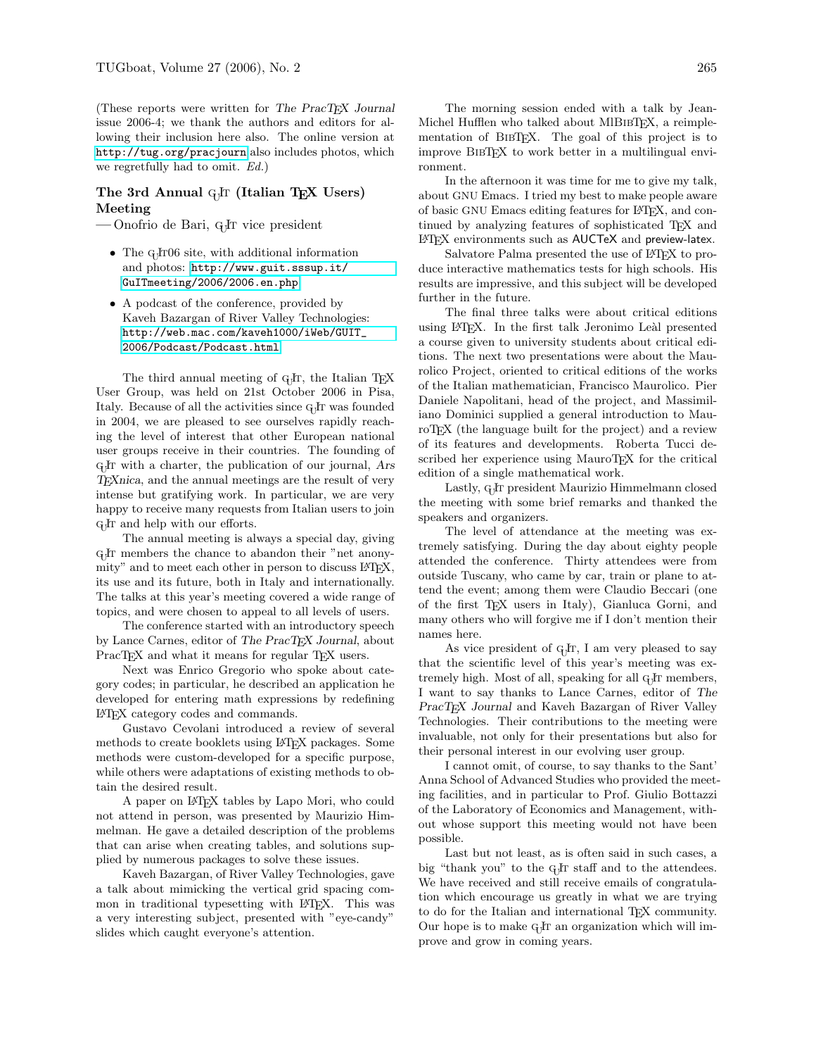(These reports were written for *The PracTEX Journal* issue 2006-4; we thank the authors and editors for allowing their inclusion here also. The online version at http://tug.org/pracjourn also includes photos, which we regretfully had to omit. *Ed.*)

## The 3rd Annual GuIT (Italian TEX Users) Meeting

— Onofrio de Bari, GuIT vice president

- The GuIT06 site, with additional information and photos: http://www.guit.sssup.it/GuITmeeting/2006/2006.en.php
- A podcast of the conference, provided by Kaveh Bazargan of River Valley Technologies: http://web.mac.com/kaveh1000/iWeb/GUIT_2006/Podcast/Podcast.html

The third annual meeting of GuIT, the Italian TEX User Group, was held on 21st October 2006 in Pisa, Italy. Because of all the activities since GuIT was founded in 2004, we are pleased to see ourselves rapidly reaching the level of interest that other European national user groups receive in their countries. The founding of GuIT with a charter, the publication of our journal, *Ars TEXnica*, and the annual meetings are the result of very intense but gratifying work. In particular, we are very happy to receive many requests from Italian users to join GuIT and help with our efforts.

The annual meeting is always a special day, giving GuIT members the chance to abandon their "net anonymity" and to meet each other in person to discuss LATEX, its use and its future, both in Italy and internationally. The talks at this year's meeting covered a wide range of topics, and were chosen to appeal to all levels of users.

The conference started with an introductory speech by Lance Carnes, editor of *The PracTEX Journal*, about PracTEX and what it means for regular TEX users.

Next was Enrico Gregorio who spoke about category codes; in particular, he described an application he developed for entering math expressions by redefining LATEX category codes and commands.

Gustavo Cevolani introduced a review of several methods to create booklets using LATEX packages. Some methods were custom-developed for a specific purpose, while others were adaptations of existing methods to obtain the desired result.

A paper on LATEX tables by Lapo Mori, who could not attend in person, was presented by Maurizio Himmelman. He gave a detailed description of the problems that can arise when creating tables, and solutions supplied by numerous packages to solve these issues.

Kaveh Bazargan, of River Valley Technologies, gave a talk about mimicking the vertical grid spacing common in traditional typesetting with LATEX. This was a very interesting subject, presented with "eye-candy" slides which caught everyone's attention.

The morning session ended with a talk by Jean-Michel Hufflen who talked about MlBIBTEX, a reimplementation of BIBTEX. The goal of this project is to improve BIBTEX to work better in a multilingual environment.

In the afternoon it was time for me to give my talk, about GNU Emacs. I tried my best to make people aware of basic GNU Emacs editing features for LATEX, and continued by analyzing features of sophisticated TEX and LATEX environments such as AUCTeX and preview-latex.

Salvatore Palma presented the use of LATEX to produce interactive mathematics tests for high schools. His results are impressive, and this subject will be developed further in the future.

The final three talks were about critical editions using LATEX. In the first talk Jeronimo Leàl presented a course given to university students about critical editions. The next two presentations were about the Maurolico Project, oriented to critical editions of the works of the Italian mathematician, Francisco Maurolico. Pier Daniele Napolitani, head of the project, and Massimiliano Dominici supplied a general introduction to MauroTEX (the language built for the project) and a review of its features and developments. Roberta Tucci described her experience using MauroTEX for the critical edition of a single mathematical work.

Lastly, GuIT president Maurizio Himmelmann closed the meeting with some brief remarks and thanked the speakers and organizers.

The level of attendance at the meeting was extremely satisfying. During the day about eighty people attended the conference. Thirty attendees were from outside Tuscany, who came by car, train or plane to attend the event; among them were Claudio Beccari (one of the first TEX users in Italy), Gianluca Gorni, and many others who will forgive me if I don't mention their names here.

As vice president of GuIT, I am very pleased to say that the scientific level of this year's meeting was extremely high. Most of all, speaking for all GuIT members, I want to say thanks to Lance Carnes, editor of *The PracTEX Journal* and Kaveh Bazargan of River Valley Technologies. Their contributions to the meeting were invaluable, not only for their presentations but also for their personal interest in our evolving user group.

I cannot omit, of course, to say thanks to the Sant' Anna School of Advanced Studies who provided the meeting facilities, and in particular to Prof. Giulio Bottazzi of the Laboratory of Economics and Management, without whose support this meeting would not have been possible.

Last but not least, as is often said in such cases, a big "thank you" to the GuIT staff and to the attendees. We have received and still receive emails of congratulation which encourage us greatly in what we are trying to do for the Italian and international TEX community. Our hope is to make GuIT an organization which will improve and grow in coming years.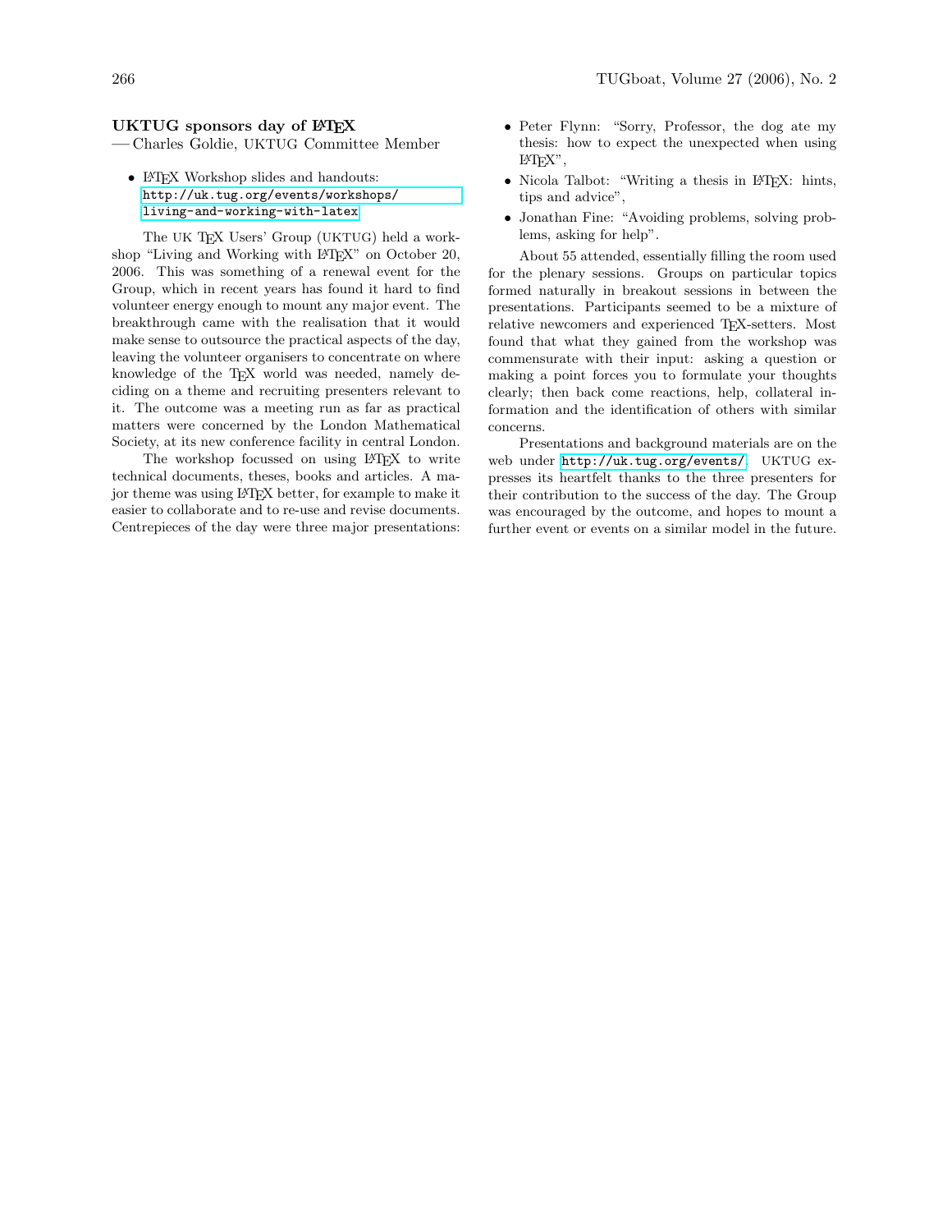## UKTUG sponsors day of LaTeX

— Charles Goldie, UKTUG Committee Member

- LaTeX Workshop slides and handouts: http://uk.tug.org/events/workshops/living-and-working-with-latex

The UK TeX Users' Group (UKTUG) held a workshop "Living and Working with LaTeX" on October 20, 2006. This was something of a renewal event for the Group, which in recent years has found it hard to find volunteer energy enough to mount any major event. The breakthrough came with the realisation that it would make sense to outsource the practical aspects of the day, leaving the volunteer organisers to concentrate on where knowledge of the TeX world was needed, namely deciding on a theme and recruiting presenters relevant to it. The outcome was a meeting run as far as practical matters were concerned by the London Mathematical Society, at its new conference facility in central London.

The workshop focussed on using LaTeX to write technical documents, theses, books and articles. A major theme was using LaTeX better, for example to make it easier to collaborate and to re-use and revise documents. Centrepieces of the day were three major presentations:

- Peter Flynn: "Sorry, Professor, the dog ate my thesis: how to expect the unexpected when using LaTeX",
- Nicola Talbot: "Writing a thesis in LaTeX: hints, tips and advice",
- Jonathan Fine: "Avoiding problems, solving problems, asking for help".

About 55 attended, essentially filling the room used for the plenary sessions. Groups on particular topics formed naturally in breakout sessions in between the presentations. Participants seemed to be a mixture of relative newcomers and experienced TeX-setters. Most found that what they gained from the workshop was commensurate with their input: asking a question or making a point forces you to formulate your thoughts clearly; then back come reactions, help, collateral information and the identification of others with similar concerns.

Presentations and background materials are on the web under http://uk.tug.org/events/. UKTUG expresses its heartfelt thanks to the three presenters for their contribution to the success of the day. The Group was encouraged by the outcome, and hopes to mount a further event or events on a similar model in the future.